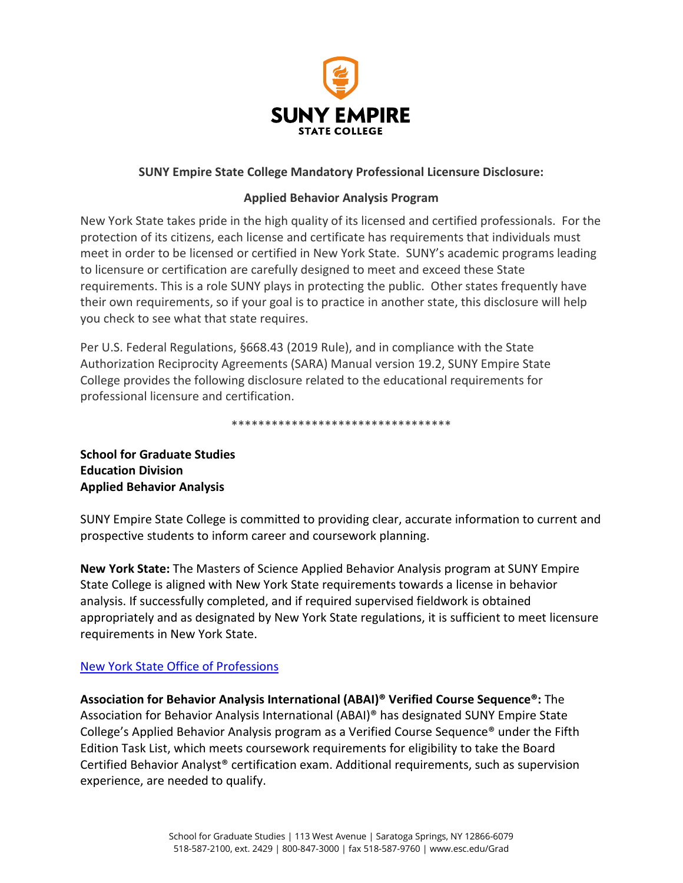**SUNY EMPIRE STATE COLLEGE**

## SUNY Empire State College Mandatory Professional Licensure Disclosure:

## Applied Behavior Analysis Program

New York State takes pride in the high quality of its licensed and certified professionals. For the protection of its citizens, each license and certificate has requirements that individuals must meet in order to be licensed or certified in New York State. SUNY's academic programs leading to licensure or certification are carefully designed to meet and exceed these State requirements. This is a role SUNY plays in protecting the public. Other states frequently have their own requirements, so if your goal is to practice in another state, this disclosure will help you check to see what that state requires.

Per U.S. Federal Regulations, §668.43 (2019 Rule), and in compliance with the State Authorization Reciprocity Agreements (SARA) Manual version 19.2, SUNY Empire State College provides the following disclosure related to the educational requirements for professional licensure and certification.

**********************************

**School for Graduate Studies**
**Education Division**
**Applied Behavior Analysis**

SUNY Empire State College is committed to providing clear, accurate information to current and prospective students to inform career and coursework planning.

**New York State:** The Masters of Science Applied Behavior Analysis program at SUNY Empire State College is aligned with New York State requirements towards a license in behavior analysis. If successfully completed, and if required supervised fieldwork is obtained appropriately and as designated by New York State regulations, it is sufficient to meet licensure requirements in New York State.

New York State Office of Professions

**Association for Behavior Analysis International (ABAI)® Verified Course Sequence®:** The Association for Behavior Analysis International (ABAI)® has designated SUNY Empire State College's Applied Behavior Analysis program as a Verified Course Sequence® under the Fifth Edition Task List, which meets coursework requirements for eligibility to take the Board Certified Behavior Analyst® certification exam. Additional requirements, such as supervision experience, are needed to qualify.

School for Graduate Studies | 113 West Avenue | Saratoga Springs, NY 12866-6079
518-587-2100, ext. 2429 | 800-847-3000 | fax 518-587-9760 | www.esc.edu/Grad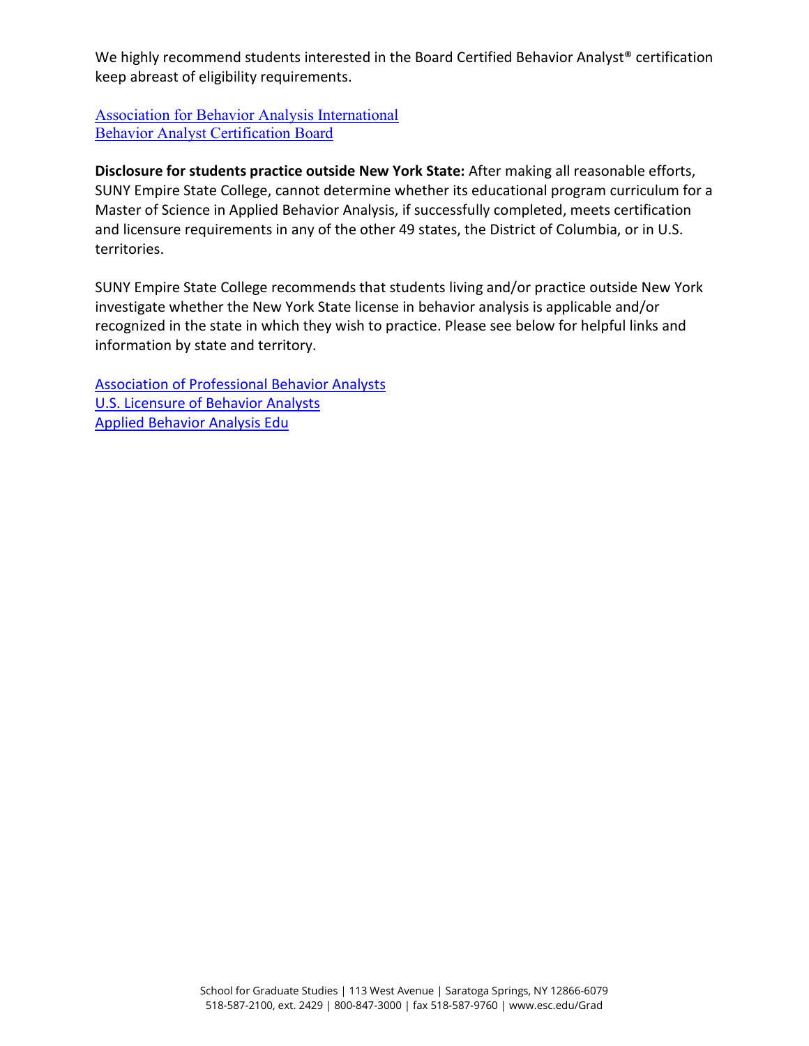We highly recommend students interested in the Board Certified Behavior Analyst® certification keep abreast of eligibility requirements.

Association for Behavior Analysis International
Behavior Analyst Certification Board

**Disclosure for students practice outside New York State:** After making all reasonable efforts, SUNY Empire State College, cannot determine whether its educational program curriculum for a Master of Science in Applied Behavior Analysis, if successfully completed, meets certification and licensure requirements in any of the other 49 states, the District of Columbia, or in U.S. territories.

SUNY Empire State College recommends that students living and/or practice outside New York investigate whether the New York State license in behavior analysis is applicable and/or recognized in the state in which they wish to practice. Please see below for helpful links and information by state and territory.

Association of Professional Behavior Analysts
U.S. Licensure of Behavior Analysts
Applied Behavior Analysis Edu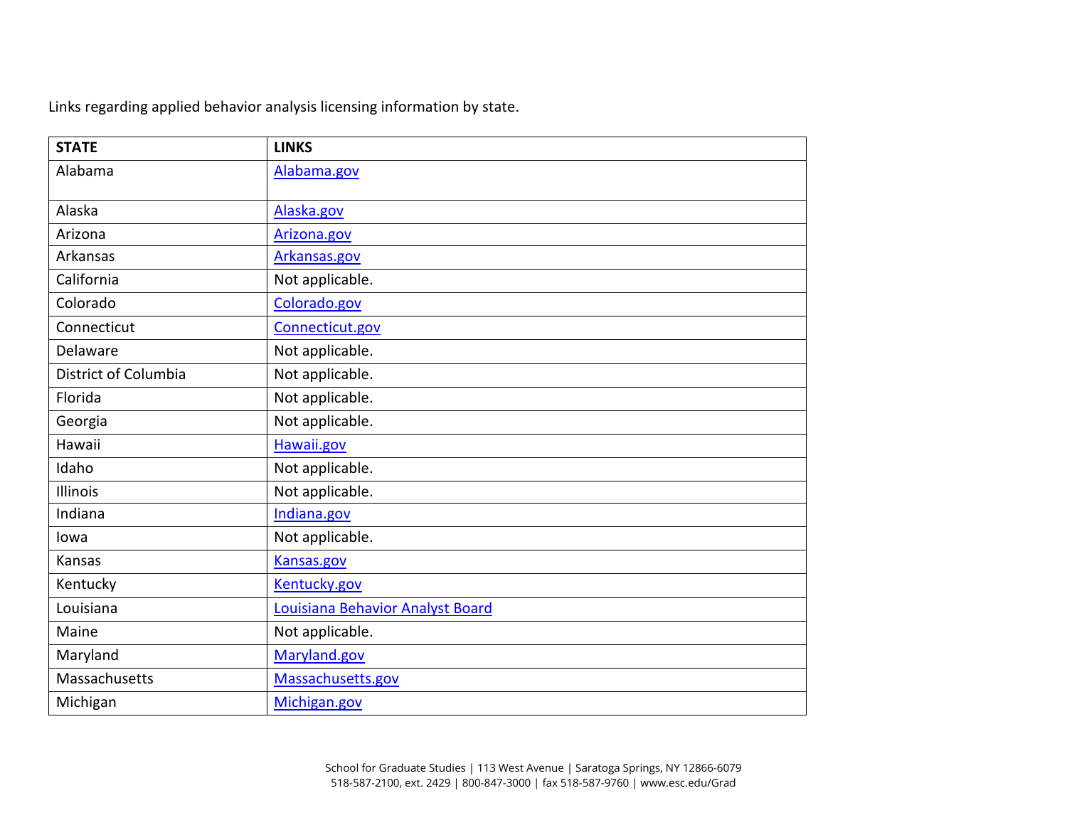Links regarding applied behavior analysis licensing information by state.

| STATE | LINKS |
|---|---|
| Alabama | Alabama.gov |
| Alaska | Alaska.gov |
| Arizona | Arizona.gov |
| Arkansas | Arkansas.gov |
| California | Not applicable. |
| Colorado | Colorado.gov |
| Connecticut | Connecticut.gov |
| Delaware | Not applicable. |
| District of Columbia | Not applicable. |
| Florida | Not applicable. |
| Georgia | Not applicable. |
| Hawaii | Hawaii.gov |
| Idaho | Not applicable. |
| Illinois | Not applicable. |
| Indiana | Indiana.gov |
| Iowa | Not applicable. |
| Kansas | Kansas.gov |
| Kentucky | Kentucky.gov |
| Louisiana | Louisiana Behavior Analyst Board |
| Maine | Not applicable. |
| Maryland | Maryland.gov |
| Massachusetts | Massachusetts.gov |
| Michigan | Michigan.gov |

School for Graduate Studies | 113 West Avenue | Saratoga Springs, NY 12866-6079
518-587-2100, ext. 2429 | 800-847-3000 | fax 518-587-9760 | www.esc.edu/Grad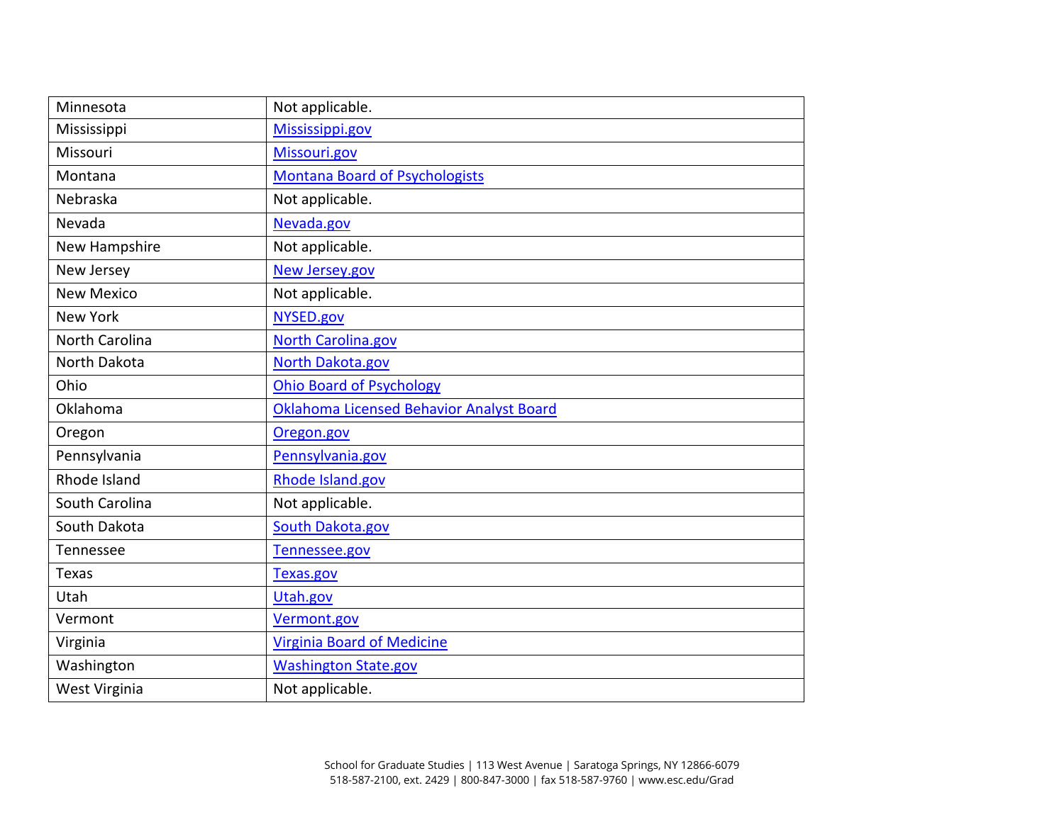| | |
|---|---|
| Minnesota | Not applicable. |
| Mississippi | Mississippi.gov |
| Missouri | Missouri.gov |
| Montana | Montana Board of Psychologists |
| Nebraska | Not applicable. |
| Nevada | Nevada.gov |
| New Hampshire | Not applicable. |
| New Jersey | New Jersey.gov |
| New Mexico | Not applicable. |
| New York | NYSED.gov |
| North Carolina | North Carolina.gov |
| North Dakota | North Dakota.gov |
| Ohio | Ohio Board of Psychology |
| Oklahoma | Oklahoma Licensed Behavior Analyst Board |
| Oregon | Oregon.gov |
| Pennsylvania | Pennsylvania.gov |
| Rhode Island | Rhode Island.gov |
| South Carolina | Not applicable. |
| South Dakota | South Dakota.gov |
| Tennessee | Tennessee.gov |
| Texas | Texas.gov |
| Utah | Utah.gov |
| Vermont | Vermont.gov |
| Virginia | Virginia Board of Medicine |
| Washington | Washington State.gov |
| West Virginia | Not applicable. |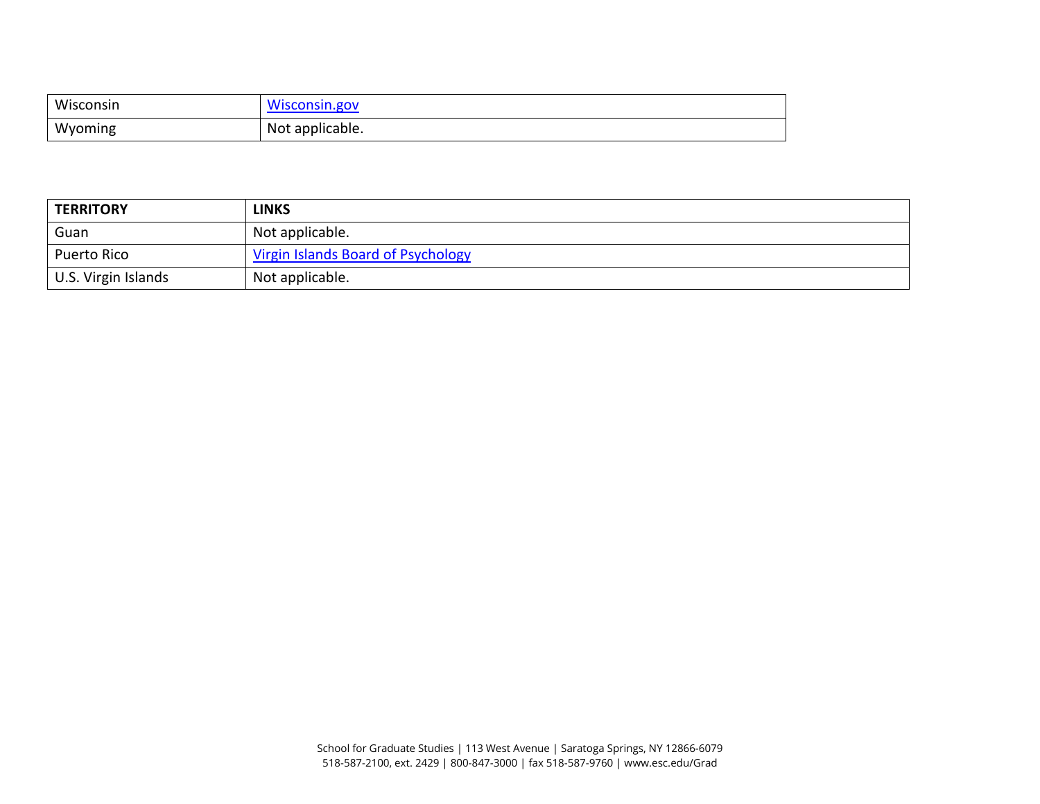| | |
|---|---|
| Wisconsin | [Wisconsin.gov]() |
| Wyoming | Not applicable. |

| TERRITORY | LINKS |
|---|---|
| Guan | Not applicable. |
| Puerto Rico | [Virgin Islands Board of Psychology]() |
| U.S. Virgin Islands | Not applicable. |

School for Graduate Studies | 113 West Avenue | Saratoga Springs, NY 12866-6079
518-587-2100, ext. 2429 | 800-847-3000 | fax 518-587-9760 | www.esc.edu/Grad